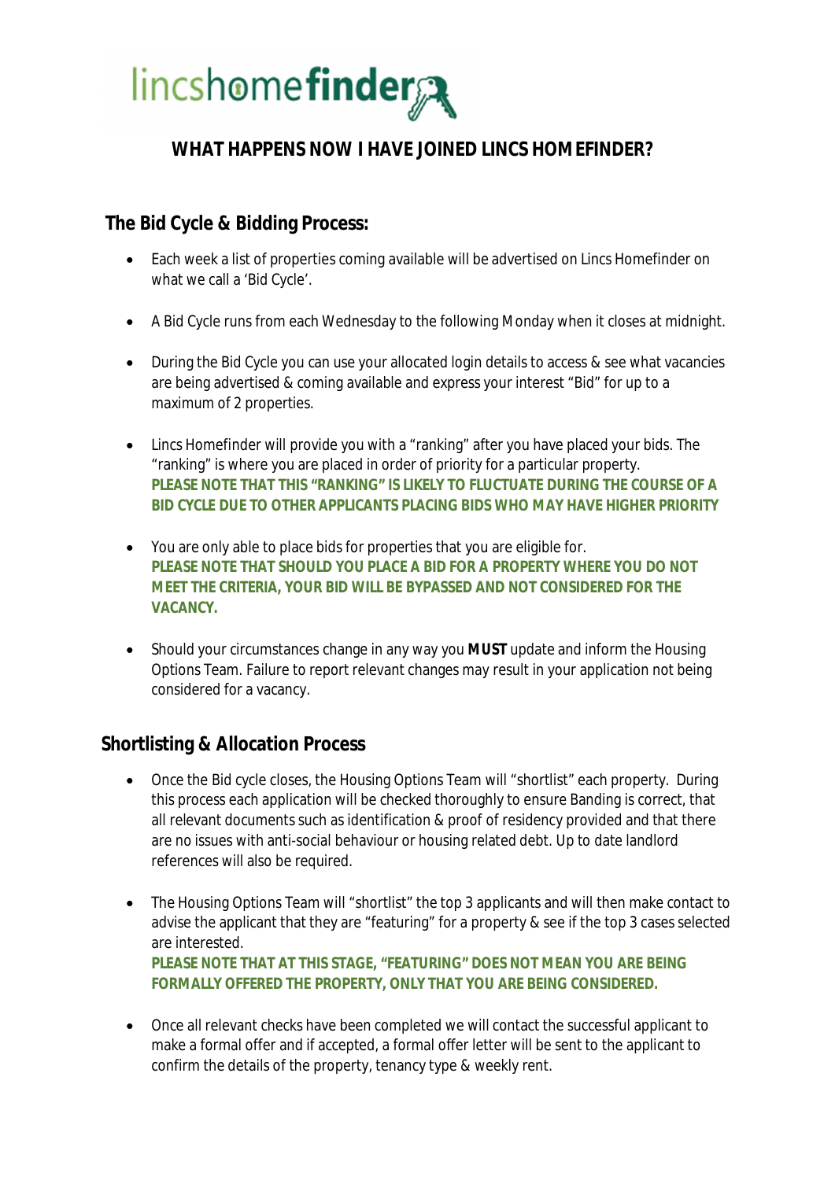lincshomefinder

# WHAT HAPPENS NOW I HAVE JOINED LINCS HOMEFINDER?

## The Bid Cycle & Bidding Process:

- Each week a list of properties coming available will be advertised on Lincs Homefinder on what we call a 'Bid Cycle'.
- A Bid Cycle runs from each Wednesday to the following Monday when it closes at midnight.
- During the Bid Cycle you can use your allocated login details to access & see what vacancies are being advertised & coming available and express your interest "Bid" for up to a maximum of 2 properties.
- Lincs Homefinder will provide you with a "ranking" after you have placed your bids. The "ranking" is where you are placed in order of priority for a particular property.
  **PLEASE NOTE THAT THIS "RANKING" IS LIKELY TO FLUCTUATE DURING THE COURSE OF A BID CYCLE DUE TO OTHER APPLICANTS PLACING BIDS WHO MAY HAVE HIGHER PRIORITY**
- You are only able to place bids for properties that you are eligible for.
  **PLEASE NOTE THAT SHOULD YOU PLACE A BID FOR A PROPERTY WHERE YOU DO NOT MEET THE CRITERIA, YOUR BID WILL BE BYPASSED AND NOT CONSIDERED FOR THE VACANCY.**
- Should your circumstances change in any way you **MUST** update and inform the Housing Options Team. Failure to report relevant changes may result in your application not being considered for a vacancy.

## Shortlisting & Allocation Process

- Once the Bid cycle closes, the Housing Options Team will "shortlist" each property. During this process each application will be checked thoroughly to ensure Banding is correct, that all relevant documents such as identification & proof of residency provided and that there are no issues with anti-social behaviour or housing related debt. Up to date landlord references will also be required.
- The Housing Options Team will "shortlist" the top 3 applicants and will then make contact to advise the applicant that they are "featuring" for a property & see if the top 3 cases selected are interested.
  **PLEASE NOTE THAT AT THIS STAGE, "FEATURING" DOES NOT MEAN YOU ARE BEING FORMALLY OFFERED THE PROPERTY, ONLY THAT YOU ARE BEING CONSIDERED.**
- Once all relevant checks have been completed we will contact the successful applicant to make a formal offer and if accepted, a formal offer letter will be sent to the applicant to confirm the details of the property, tenancy type & weekly rent.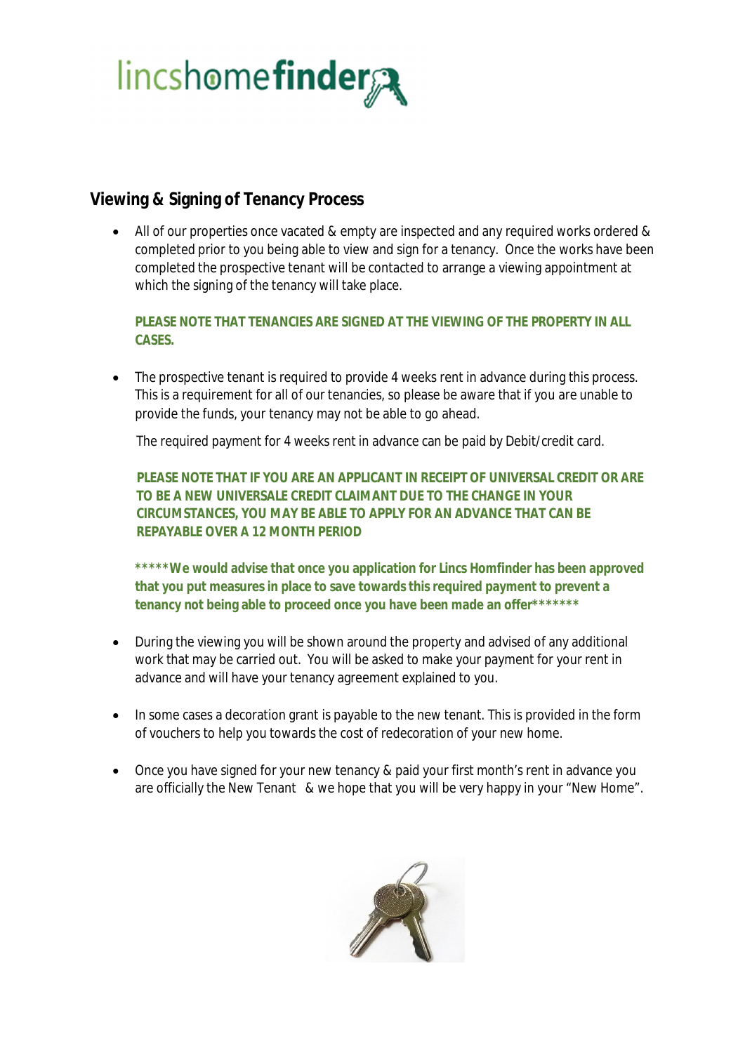## Viewing & Signing of Tenancy Process

- All of our properties once vacated & empty are inspected and any required works ordered & completed prior to you being able to view and sign for a tenancy. Once the works have been completed the prospective tenant will be contacted to arrange a viewing appointment at which the signing of the tenancy will take place.

  **PLEASE NOTE THAT TENANCIES ARE SIGNED AT THE VIEWING OF THE PROPERTY IN ALL CASES.**

- The prospective tenant is required to provide 4 weeks rent in advance during this process. This is a requirement for all of our tenancies, so please be aware that if you are unable to provide the funds, your tenancy may not be able to go ahead.

  The required payment for 4 weeks rent in advance can be paid by Debit/credit card.

  **PLEASE NOTE THAT IF YOU ARE AN APPLICANT IN RECEIPT OF UNIVERSAL CREDIT OR ARE TO BE A NEW UNIVERSALE CREDIT CLAIMANT DUE TO THE CHANGE IN YOUR CIRCUMSTANCES, YOU MAY BE ABLE TO APPLY FOR AN ADVANCE THAT CAN BE REPAYABLE OVER A 12 MONTH PERIOD**

  **\*\*\*\*\*We would advise that once you application for Lincs Homfinder has been approved that you put measures in place to save towards this required payment to prevent a tenancy not being able to proceed once you have been made an offer\*\*\*\*\*\*\***

- During the viewing you will be shown around the property and advised of any additional work that may be carried out. You will be asked to make your payment for your rent in advance and will have your tenancy agreement explained to you.

- In some cases a decoration grant is payable to the new tenant. This is provided in the form of vouchers to help you towards the cost of redecoration of your new home.

- Once you have signed for your new tenancy & paid your first month's rent in advance you are officially the New Tenant & we hope that you will be very happy in your "New Home".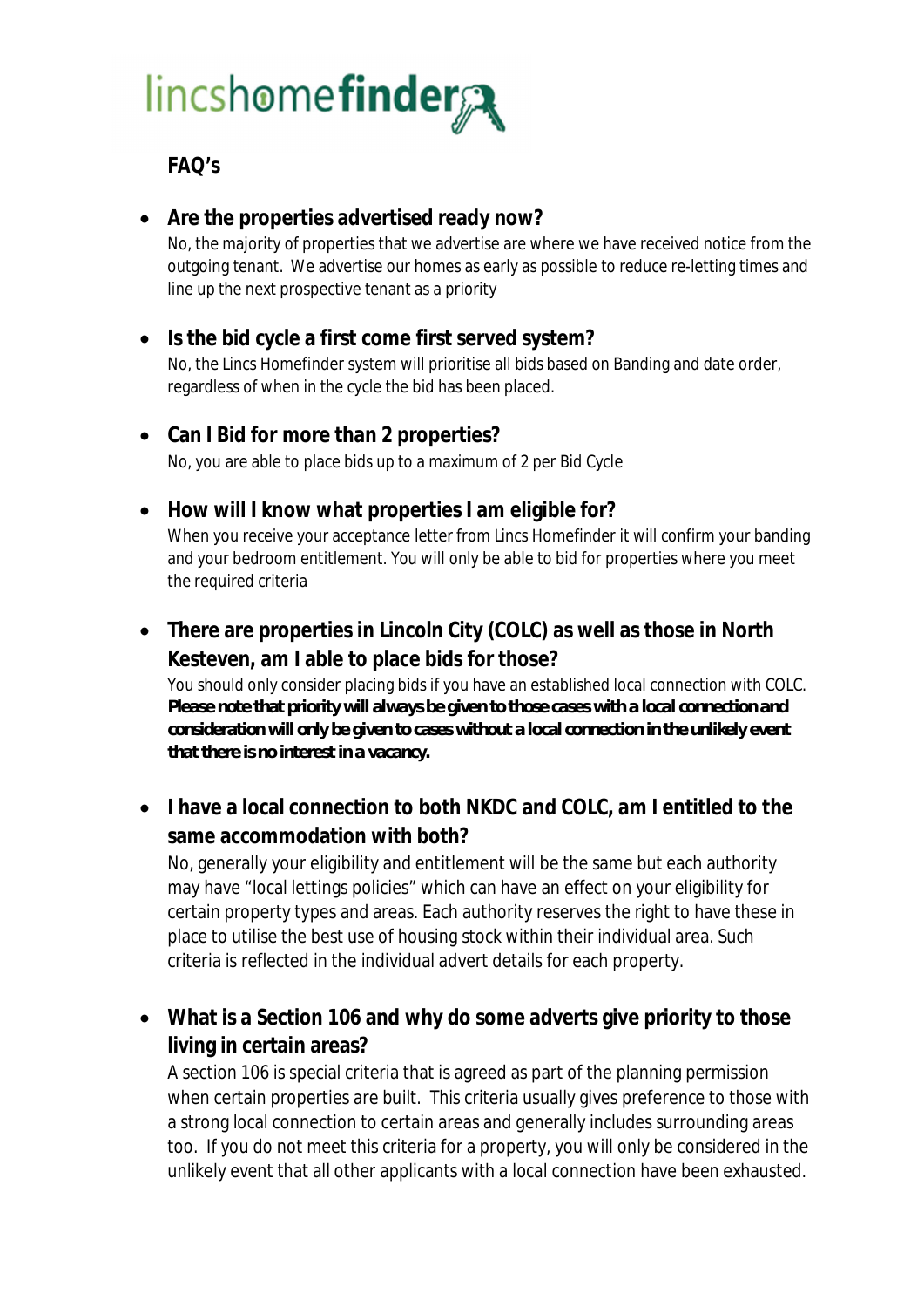lincshomefinder

**FAQ's**

- **Are the properties advertised ready now?**
  No, the majority of properties that we advertise are where we have received notice from the outgoing tenant. We advertise our homes as early as possible to reduce re-letting times and line up the next prospective tenant as a priority

- **Is the bid cycle a first come first served system?**
  No, the Lincs Homefinder system will prioritise all bids based on Banding and date order, regardless of when in the cycle the bid has been placed.

- **Can I Bid for more than 2 properties?**
  No, you are able to place bids up to a maximum of 2 per Bid Cycle

- **How will I know what properties I am eligible for?**
  When you receive your acceptance letter from Lincs Homefinder it will confirm your banding and your bedroom entitlement. You will only be able to bid for properties where you meet the required criteria

- **There are properties in Lincoln City (COLC) as well as those in North Kesteven, am I able to place bids for those?**
  You should only consider placing bids if you have an established local connection with COLC. **Please note that priority will always be given to those cases with a local connection and consideration will only be given to cases without a local connection in the unlikely event that there is no interest in a vacancy.**

- **I have a local connection to both NKDC and COLC, am I entitled to the same accommodation with both?**
  No, generally your eligibility and entitlement will be the same but each authority may have "local lettings policies" which can have an effect on your eligibility for certain property types and areas. Each authority reserves the right to have these in place to utilise the best use of housing stock within their individual area. Such criteria is reflected in the individual advert details for each property.

- **What is a Section 106 and why do some adverts give priority to those living in certain areas?**
  A section 106 is special criteria that is agreed as part of the planning permission when certain properties are built. This criteria usually gives preference to those with a strong local connection to certain areas and generally includes surrounding areas too. If you do not meet this criteria for a property, you will only be considered in the unlikely event that all other applicants with a local connection have been exhausted.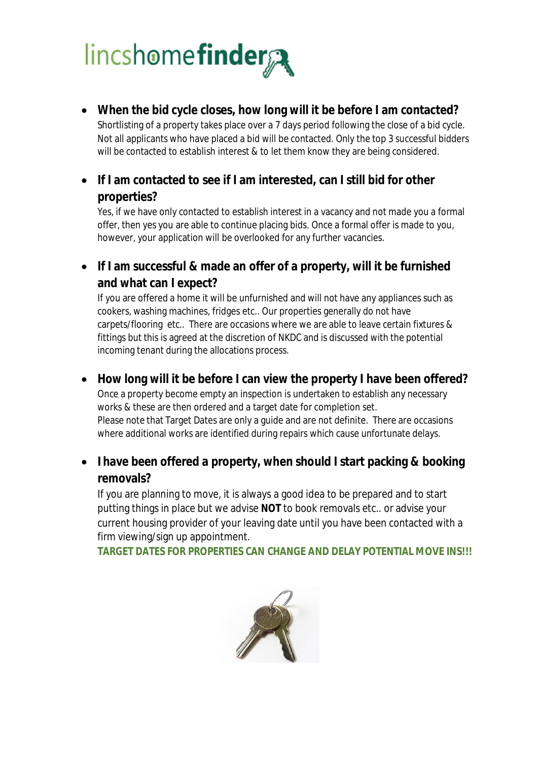- **When the bid cycle closes, how long will it be before I am contacted?**
  Shortlisting of a property takes place over a 7 days period following the close of a bid cycle. Not all applicants who have placed a bid will be contacted. Only the top 3 successful bidders will be contacted to establish interest & to let them know they are being considered.

- **If I am contacted to see if I am interested, can I still bid for other properties?**
  Yes, if we have only contacted to establish interest in a vacancy and not made you a formal offer, then yes you are able to continue placing bids. Once a formal offer is made to you, however, your application will be overlooked for any further vacancies.

- **If I am successful & made an offer of a property, will it be furnished and what can I expect?**
  If you are offered a home it will be unfurnished and will not have any appliances such as cookers, washing machines, fridges etc.. Our properties generally do not have carpets/flooring etc.. There are occasions where we are able to leave certain fixtures & fittings but this is agreed at the discretion of NKDC and is discussed with the potential incoming tenant during the allocations process.

- **How long will it be before I can view the property I have been offered?**
  Once a property become empty an inspection is undertaken to establish any necessary works & these are then ordered and a target date for completion set.
  Please note that Target Dates are only a guide and are not definite. There are occasions where additional works are identified during repairs which cause unfortunate delays.

- **I have been offered a property, when should I start packing & booking removals?**
  If you are planning to move, it is always a good idea to be prepared and to start putting things in place but we advise **NOT** to book removals etc.. or advise your current housing provider of your leaving date until you have been contacted with a firm viewing/sign up appointment.
  **TARGET DATES FOR PROPERTIES CAN CHANGE AND DELAY POTENTIAL MOVE INS!!!**